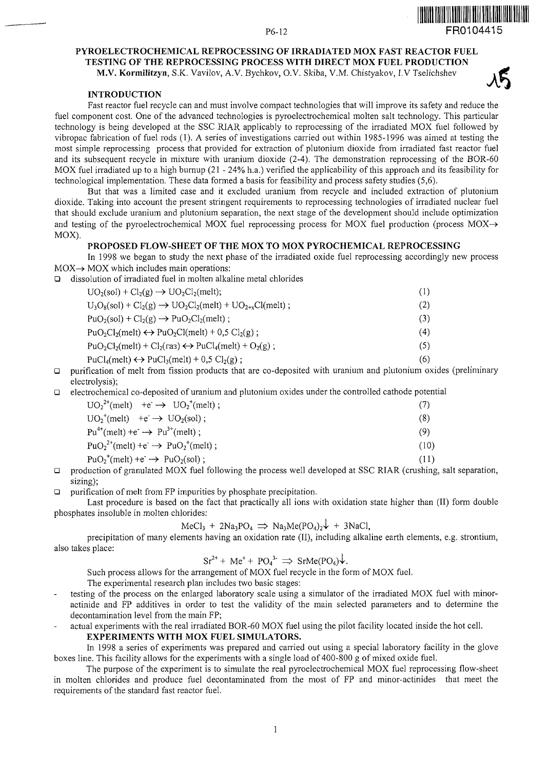# PYROELECTROCHEMICAL REPROCESSING OF IRRADIATED MOX FAST REACTOR FUEL TESTING OF THE REPROCESSING PROCESS WITH DIRECT MOX FUEL PRODUCTION

**M.V. Kormilitzyn**, S.K. Vavilov, A.V. Bychkov, O.V. Skiba, V.M. Chistyakov, I.V Tselichshev

## INTRODUCTION

Fast reactor fuel recycle can and must involve compact technologies that will improve its safety and reduce the fuel component cost. One of the advanced technologies is pyroelectrochemical molten salt technology. This particular technology is being developed at the SSC RIAR applicably to reprocessing of the irradiated MOX fuel followed by vibropac fabrication of fuel rods (1). A series of investigations carried out within 1985-1996 was aimed at testing the most simple reprocessing process that provided for extraction of plutonium dioxide from irradiated fast reactor fuel and its subsequent recycle in mixture with uranium dioxide (2-4). The demonstration reprocessing of the BOR-60 MOX fuel irradiated up to a high burnup (21 - 24% h.a.) verified the applicability of this approach and its feasibility for technological implementation. These data formed a basis for feasibility and process safety studies (5,6).

But that was a limited case and it excluded uranium from recycle and included extraction of plutonium dioxide. Taking into account the present stringent requirements to reprocessing technologies of irradiated nuclear fuel that should exclude uranium and plutonium separation, the next stage of the development should include optimization and testing of the pyroelectrochemical MOX fuel reprocessing process for MOX fuel production (process MOX→ MOX).

## PROPOSED FLOW-SHEET OF THE MOX TO MOX PYROCHEMICAL REPROCESSING

In 1998 we began to study the next phase of the irradiated oxide fuel reprocessing accordingly new process MOX→ MOX which includes main operations:

- dissolution of irradiated fuel in molten alkaline metal chlorides

$$UO_2(sol) + Cl_2(g) \rightarrow UO_2Cl_2(melt); \quad (1)$$

$$U_3O_8(sol) + Cl_2(g) \rightarrow UO_2Cl_2(melt) + UO_{2+x}Cl(melt); \quad (2)$$

$$PuO_2(sol) + Cl_2(g) \rightarrow PuO_2Cl_2(melt); \quad (3)$$

$$PuO_2Cl_2(melt) \leftrightarrow PuO_2Cl(melt) + 0{,}5\ Cl_2(g); \quad (4)$$

$$PuO_2Cl_2(melt) + Cl_2(газ) \leftrightarrow PuCl_4(melt) + O_2(g); \quad (5)$$

$$PuCl_4(melt) \leftrightarrow PuCl_3(melt) + 0{,}5\ Cl_2(g); \quad (6)$$

- purification of melt from fission products that are co-deposited with uranium and plutonium oxides (preliminary electrolysis);
- electrochemical co-deposited of uranium and plutonium oxides under the controlled cathode potential

$$UO_2^{2+}(melt) + e^- \rightarrow UO_2^{+}(melt); \quad (7)$$

$$UO_2^{+}(melt) + e^- \rightarrow UO_2(sol); \quad (8)$$

$$Pu^{4+}(melt) + e^- \rightarrow Pu^{3+}(melt); \quad (9)$$

$$PuO_2^{2+}(melt) + e^- \rightarrow PuO_2^{+}(melt); \quad (10)$$

$$PuO_2^{+}(melt) + e^- \rightarrow PuO_2(sol); \quad (11)$$

- production of granulated MOX fuel following the process well developed at SSC RIAR (crushing, salt separation, sizing);
- purification of melt from FP impurities by phosphate precipitation.

Last procedure is based on the fact that practically all ions with oxidation state higher than (II) form double phosphates insoluble in molten chlorides:

$$MeCl_3 + 2Na_3PO_4 \Rightarrow Na_3Me(PO_4)_2\downarrow + 3NaCl,$$

precipitation of many elements having an oxidation rate (II), including alkaline earth elements, e.g. strontium, also takes place:

$$Sr^{2+} + Me^{+} + PO_4^{3-} \Rightarrow SrMe(PO_4)\downarrow.$$

Such process allows for the arrangement of MOX fuel recycle in the form of MOX fuel.

The experimental research plan includes two basic stages:

- testing of the process on the enlarged laboratory scale using a simulator of the irradiated MOX fuel with minor-actinide and FP additives in order to test the validity of the main selected parameters and to determine the decontamination level from the main FP;
- actual experiments with the real irradiated BOR-60 MOX fuel using the pilot facility located inside the hot cell.

## EXPERIMENTS WITH MOX FUEL SIMULATORS.

In 1998 a series of experiments was prepared and carried out using a special laboratory facility in the glove boxes line. This facility allows for the experiments with a single load of 400-800 g of mixed oxide fuel.

The purpose of the experiment is to simulate the real pyroelectrochemical MOX fuel reprocessing flow-sheet in molten chlorides and produce fuel decontaminated from the most of FP and minor-actinides that meet the requirements of the standard fast reactor fuel.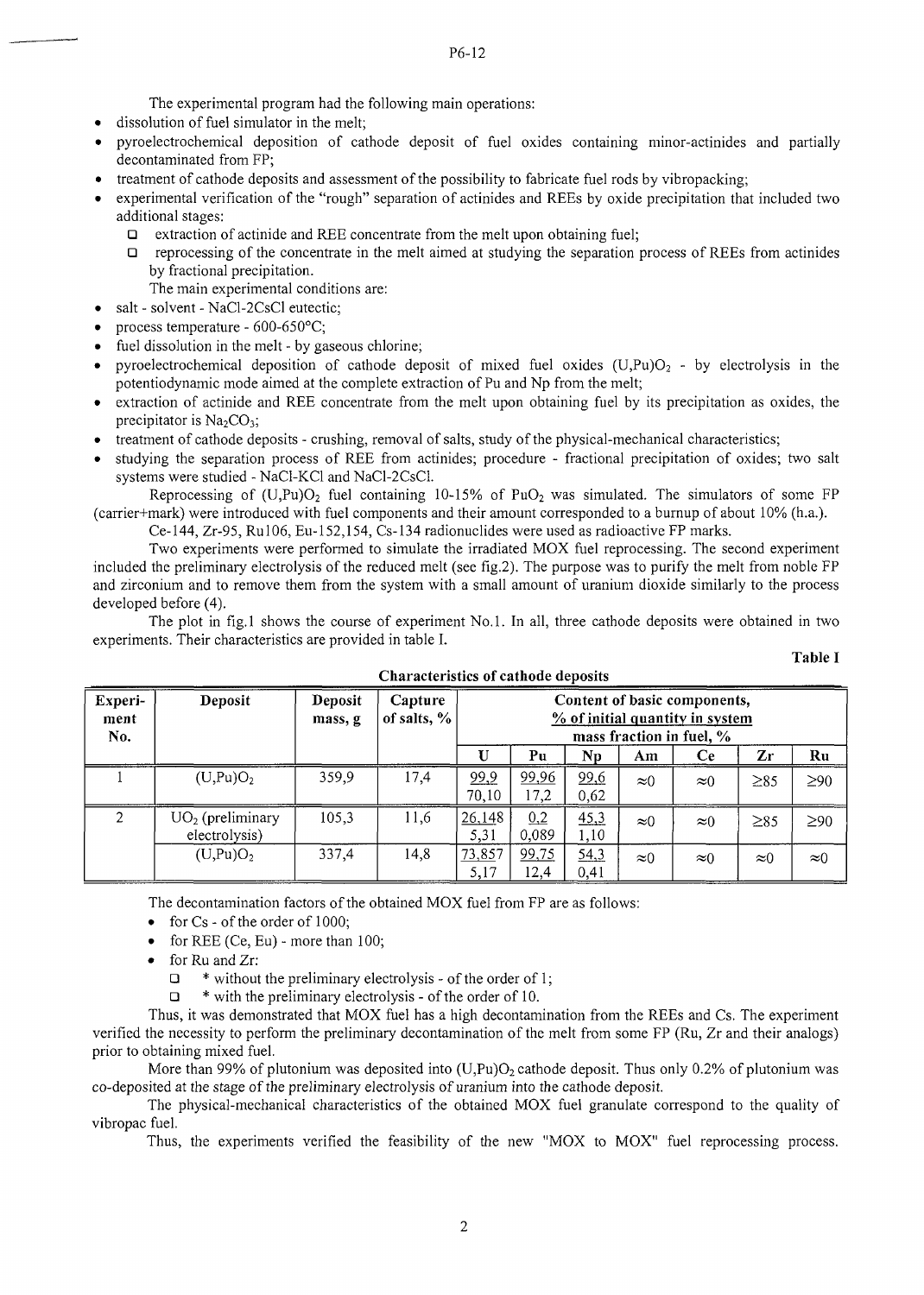The experimental program had the following main operations:

- dissolution of fuel simulator in the melt;
- pyroelectrochemical deposition of cathode deposit of fuel oxides containing minor-actinides and partially decontaminated from FP;
- treatment of cathode deposits and assessment of the possibility to fabricate fuel rods by vibropacking;
- experimental verification of the "rough" separation of actinides and REEs by oxide precipitation that included two additional stages:
  - extraction of actinide and REE concentrate from the melt upon obtaining fuel;
  - reprocessing of the concentrate in the melt aimed at studying the separation process of REEs from actinides by fractional precipitation.

The main experimental conditions are:

- salt - solvent - NaCl-2CsCl eutectic;
- process temperature - 600-650°C;
- fuel dissolution in the melt - by gaseous chlorine;
- pyroelectrochemical deposition of cathode deposit of mixed fuel oxides $(U,Pu)O_2$ - by electrolysis in the potentiodynamic mode aimed at the complete extraction of Pu and Np from the melt;
- extraction of actinide and REE concentrate from the melt upon obtaining fuel by its precipitation as oxides, the precipitator is $Na_2CO_3$;
- treatment of cathode deposits - crushing, removal of salts, study of the physical-mechanical characteristics;
- studying the separation process of REE from actinides; procedure - fractional precipitation of oxides; two salt systems were studied - NaCl-KCl and NaCl-2CsCl.

Reprocessing of $(U,Pu)O_2$ fuel containing 10-15% of $PuO_2$ was simulated. The simulators of some FP (carrier+mark) were introduced with fuel components and their amount corresponded to a burnup of about 10% (h.a.).

Ce-144, Zr-95, Ru106, Eu-152,154, Cs-134 radionuclides were used as radioactive FP marks.

Two experiments were performed to simulate the irradiated MOX fuel reprocessing. The second experiment included the preliminary electrolysis of the reduced melt (see fig.2). The purpose was to purify the melt from noble FP and zirconium and to remove them from the system with a small amount of uranium dioxide similarly to the process developed before (4).

The plot in fig.1 shows the course of experiment No.1. In all, three cathode deposits were obtained in two experiments. Their characteristics are provided in table I.

**Table I**

**Characteristics of cathode deposits**

| Experiment No. | Deposit | Deposit mass, g | Capture of salts, % | Content of basic components, % of initial quantity in system / mass fraction in fuel, % | | | | | | |
|---|---|---|---|---|---|---|---|---|---|---|
| | | | | U | Pu | Np | Am | Ce | Zr | Ru |
| 1 | $(U,Pu)O_2$ | 359,9 | 17,4 | 99,9 / 70,10 | 99,96 / 17,2 | 99,6 / 0,62 | ≈0 | ≈0 | ≥85 | ≥90 |
| 2 | $UO_2$ (preliminary electrolysis) | 105,3 | 11,6 | 26,148 / 5,31 | 0,2 / 0,089 | 45,3 / 1,10 | ≈0 | ≈0 | ≥85 | ≥90 |
| | $(U,Pu)O_2$ | 337,4 | 14,8 | 73,857 / 5,17 | 99,75 / 12,4 | 54,3 / 0,41 | ≈0 | ≈0 | ≈0 | ≈0 |

The decontamination factors of the obtained MOX fuel from FP are as follows:

- for Cs - of the order of 1000;
- for REE (Ce, Eu) - more than 100;
- for Ru and Zr:
  - * without the preliminary electrolysis - of the order of 1;
  - * with the preliminary electrolysis - of the order of 10.

Thus, it was demonstrated that MOX fuel has a high decontamination from the REEs and Cs. The experiment verified the necessity to perform the preliminary decontamination of the melt from some FP (Ru, Zr and their analogs) prior to obtaining mixed fuel.

More than 99% of plutonium was deposited into $(U,Pu)O_2$ cathode deposit. Thus only 0.2% of plutonium was co-deposited at the stage of the preliminary electrolysis of uranium into the cathode deposit.

The physical-mechanical characteristics of the obtained MOX fuel granulate correspond to the quality of vibropac fuel.

Thus, the experiments verified the feasibility of the new "MOX to MOX" fuel reprocessing process.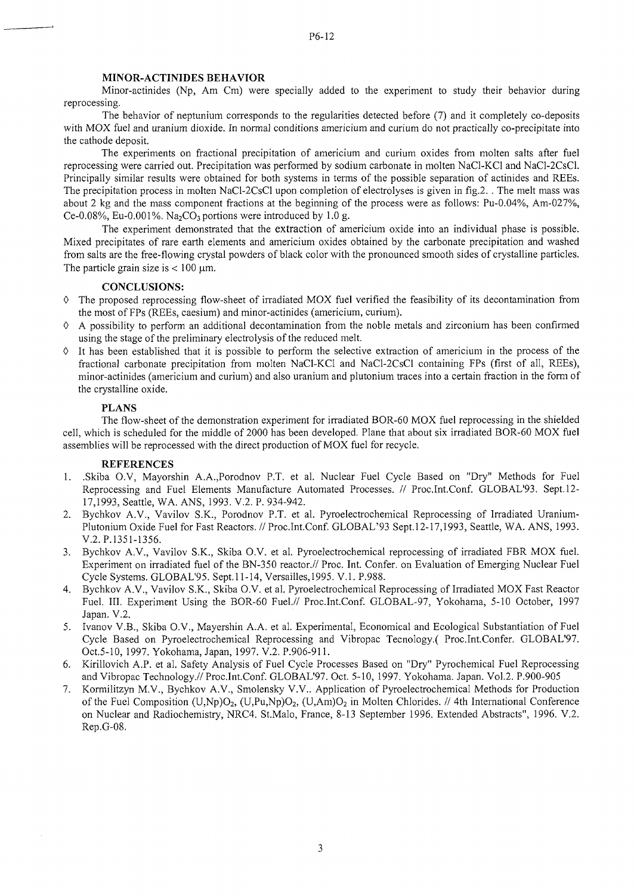### MINOR-ACTINIDES BEHAVIOR

Minor-actinides (Np, Am Cm) were specially added to the experiment to study their behavior during reprocessing.

The behavior of neptunium corresponds to the regularities detected before (7) and it completely co-deposits with MOX fuel and uranium dioxide. In normal conditions americium and curium do not practically co-precipitate into the cathode deposit.

The experiments on fractional precipitation of americium and curium oxides from molten salts after fuel reprocessing were carried out. Precipitation was performed by sodium carbonate in molten NaCl-KCl and NaCl-2CsCl. Principally similar results were obtained for both systems in terms of the possible separation of actinides and REEs. The precipitation process in molten NaCl-2CsCl upon completion of electrolyses is given in fig.2. . The melt mass was about 2 kg and the mass component fractions at the beginning of the process were as follows: Pu-0.04%, Am-027%, Ce-0.08%, Eu-0.001%. $Na_2CO_3$ portions were introduced by 1.0 g.

The experiment demonstrated that the extraction of americium oxide into an individual phase is possible. Mixed precipitates of rare earth elements and americium oxides obtained by the carbonate precipitation and washed from salts are the free-flowing crystal powders of black color with the pronounced smooth sides of crystalline particles. The particle grain size is < 100 μm.

### CONCLUSIONS:

- ◊ The proposed reprocessing flow-sheet of irradiated MOX fuel verified the feasibility of its decontamination from the most of FPs (REEs, caesium) and minor-actinides (americium, curium).
- ◊ A possibility to perform an additional decontamination from the noble metals and zirconium has been confirmed using the stage of the preliminary electrolysis of the reduced melt.
- ◊ It has been established that it is possible to perform the selective extraction of americium in the process of the fractional carbonate precipitation from molten NaCl-KCl and NaCl-2CsCl containing FPs (first of all, REEs), minor-actinides (americium and curium) and also uranium and plutonium traces into a certain fraction in the form of the crystalline oxide.

### PLANS

The flow-sheet of the demonstration experiment for irradiated BOR-60 MOX fuel reprocessing in the shielded cell, which is scheduled for the middle of 2000 has been developed. Plane that about six irradiated BOR-60 MOX fuel assemblies will be reprocessed with the direct production of MOX fuel for recycle.

### REFERENCES

1. .Skiba O.V, Mayorshin A.A.,Porodnov P.T. et al. Nuclear Fuel Cycle Based on "Dry" Methods for Fuel Reprocessing and Fuel Elements Manufacture Automated Processes. // Proc.Int.Conf. GLOBAL'93. Sept.12-17,1993, Seattle, WA. ANS, 1993. V.2. P. 934-942.
2. Bychkov A.V., Vavilov S.K., Porodnov P.T. et al. Pyroelectrochemical Reprocessing of Irradiated Uranium-Plutonium Oxide Fuel for Fast Reactors. // Proc.Int.Conf. GLOBAL'93 Sept.12-17,1993, Seattle, WA. ANS, 1993. V.2. P.1351-1356.
3. Bychkov A.V., Vavilov S.K., Skiba O.V. et al. Pyroelectrochemical reprocessing of irradiated FBR MOX fuel. Experiment on irradiated fuel of the BN-350 reactor.// Proc. Int. Confer. on Evaluation of Emerging Nuclear Fuel Cycle Systems. GLOBAL'95. Sept.11-14, Versailles,1995. V.1. P.988.
4. Bychkov A.V., Vavilov S.K., Skiba O.V. et al. Pyroelectrochemical Reprocessing of Irradiated MOX Fast Reactor Fuel. III. Experiment Using the BOR-60 Fuel.// Proc.Int.Conf. GLOBAL-97, Yokohama, 5-10 October, 1997 Japan. V.2.
5. Ivanov V.B., Skiba O.V., Mayershin A.A. et al. Experimental, Economical and Ecological Substantiation of Fuel Cycle Based on Pyroelectrochemical Reprocessing and Vibropac Tecnology.( Proc.Int.Confer. GLOBAL'97. Oct.5-10, 1997. Yokohama, Japan, 1997. V.2. P.906-911.
6. Kirillovich A.P. et al. Safety Analysis of Fuel Cycle Processes Based on "Dry" Pyrochemical Fuel Reprocessing and Vibropac Technology.// Proc.Int.Conf. GLOBAL'97. Oct. 5-10, 1997. Yokohama. Japan. Vol.2. P.900-905
7. Kormilitzyn M.V., Bychkov A.V., Smolensky V.V.. Application of Pyroelectrochemical Methods for Production of the Fuel Composition $(U,Np)O_2$, $(U,Pu,Np)O_2$, $(U,Am)O_2$ in Molten Chlorides. // 4th International Conference on Nuclear and Radiochemistry, NRC4. St.Malo, France, 8-13 September 1996. Extended Abstracts", 1996. V.2. Rep.G-08.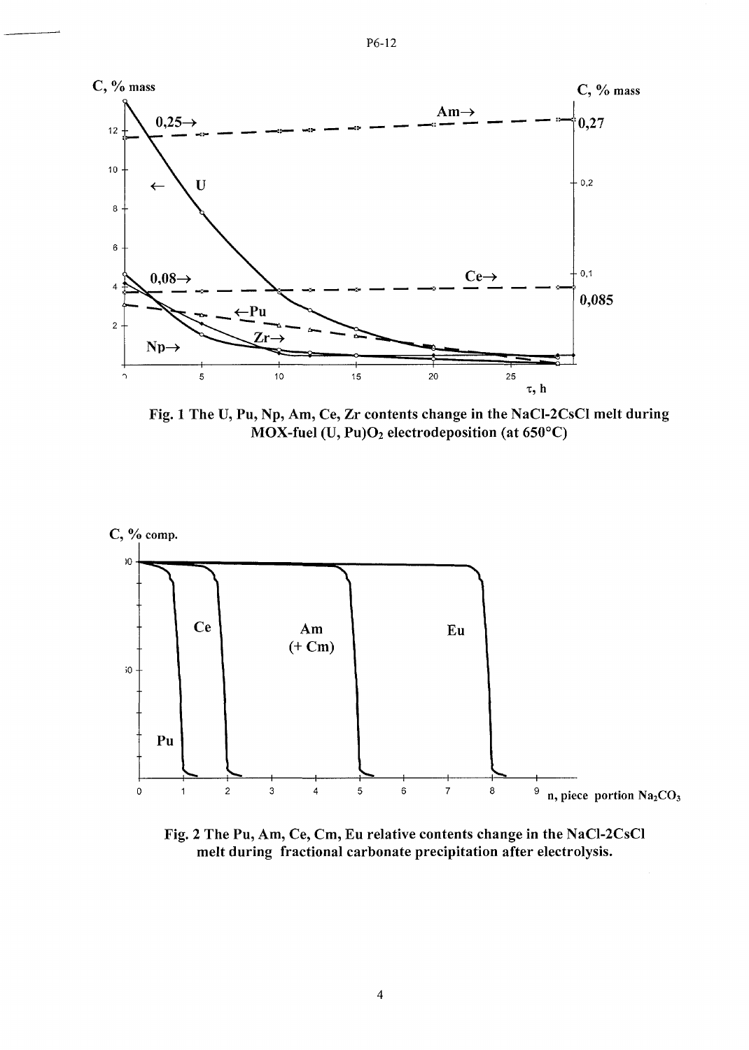C, % mass

C, % mass

0,25→

Am→

0,27

12

10

0,2

←

U

8

6

0,08→

Ce→

0,1

4

0,085

←Pu

2

Zr→

Np→

0

5

10

15

20

25

τ, h

**Fig. 1 The U, Pu, Np, Am, Ce, Zr contents change in the NaCl-2CsCl melt during MOX-fuel $(U, Pu)O_2$ electrodeposition (at 650°C)**

C, % comp.

)0

Ce

Am

(+ Cm)

Eu

;0

Pu

0

1

2

3

4

5

6

7

8

9

n, piece portion $Na_2CO_3$

**Fig. 2 The Pu, Am, Ce, Cm, Eu relative contents change in the NaCl-2CsCl melt during fractional carbonate precipitation after electrolysis.**